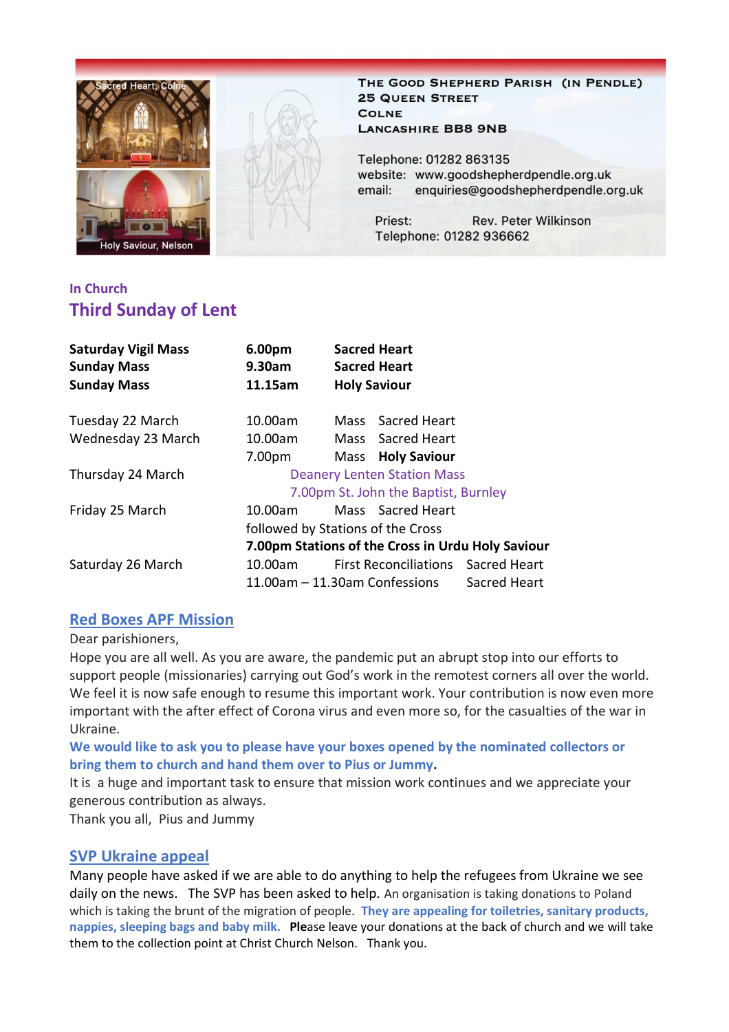Sacred Heart, Colne

Holy Saviour, Nelson

**The Good Shepherd Parish (in Pendle)**
**25 Queen Street**
**Colne**
**Lancashire BB8 9NB**

Telephone: 01282 863135
website: www.goodshepherdpendle.org.uk
email: enquiries@goodshepherdpendle.org.uk

Priest: Rev. Peter Wilkinson
Telephone: 01282 936662

## In Church

## Third Sunday of Lent

| | | | |
|---|---|---|---|
| **Saturday Vigil Mass** | **6.00pm** | **Sacred Heart** | |
| **Sunday Mass** | **9.30am** | **Sacred Heart** | |
| **Sunday Mass** | **11.15am** | **Holy Saviour** | |
| Tuesday 22 March | 10.00am | Mass | Sacred Heart |
| Wednesday 23 March | 10.00am | Mass | Sacred Heart |
| | 7.00pm | Mass | **Holy Saviour** |
| Thursday 24 March | Deanery Lenten Station Mass | | |
| | 7.00pm St. John the Baptist, Burnley | | |
| Friday 25 March | 10.00am | Mass | Sacred Heart |
| | followed by Stations of the Cross | | |
| | **7.00pm Stations of the Cross in Urdu Holy Saviour** | | |
| Saturday 26 March | 10.00am | First Reconciliations | Sacred Heart |
| | 11.00am – 11.30am Confessions | | Sacred Heart |

## Red Boxes APF Mission

Dear parishioners,

Hope you are all well. As you are aware, the pandemic put an abrupt stop into our efforts to support people (missionaries) carrying out God's work in the remotest corners all over the world. We feel it is now safe enough to resume this important work. Your contribution is now even more important with the after effect of Corona virus and even more so, for the casualties of the war in Ukraine.

**We would like to ask you to please have your boxes opened by the nominated collectors or bring them to church and hand them over to Pius or Jummy.**

It is a huge and important task to ensure that mission work continues and we appreciate your generous contribution as always.

Thank you all, Pius and Jummy

## SVP Ukraine appeal

Many people have asked if we are able to do anything to help the refugees from Ukraine we see daily on the news. The SVP has been asked to help. An organisation is taking donations to Poland which is taking the brunt of the migration of people. **They are appealing for toiletries, sanitary products, nappies, sleeping bags and baby milk.** **Ple**ase leave your donations at the back of church and we will take them to the collection point at Christ Church Nelson. Thank you.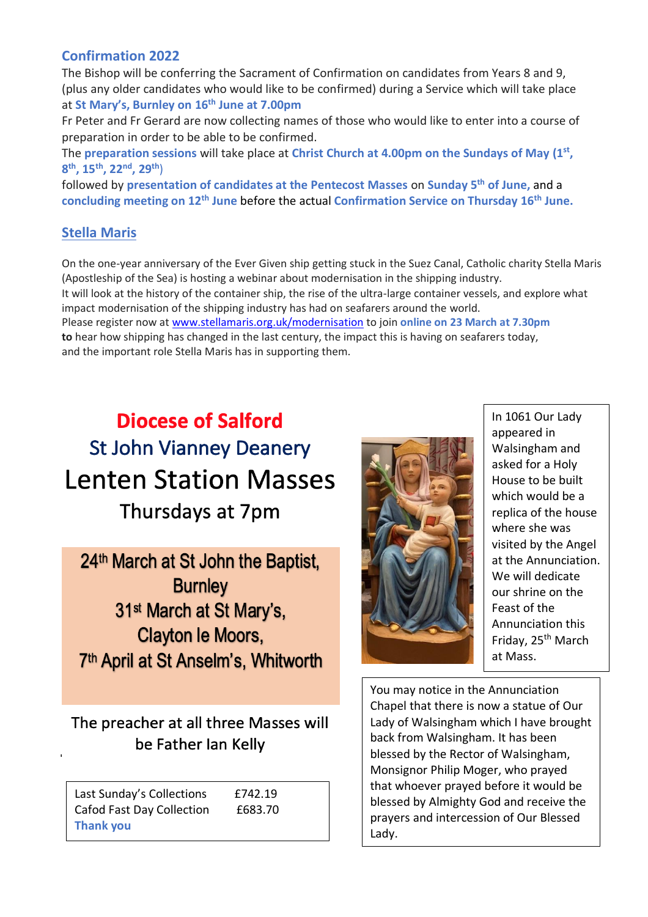## Confirmation 2022

The Bishop will be conferring the Sacrament of Confirmation on candidates from Years 8 and 9, (plus any older candidates who would like to be confirmed) during a Service which will take place at **St Mary's, Burnley on 16th June at 7.00pm**

Fr Peter and Fr Gerard are now collecting names of those who would like to enter into a course of preparation in order to be able to be confirmed.

The **preparation sessions** will take place at **Christ Church at 4.00pm on the Sundays of May (1st, 8th, 15th, 22nd, 29th)** followed by **presentation of candidates at the Pentecost Masses** on **Sunday 5th of June,** and a **concluding meeting on 12th June** before the actual **Confirmation Service on Thursday 16th June.**

## Stella Maris

On the one-year anniversary of the Ever Given ship getting stuck in the Suez Canal, Catholic charity Stella Maris (Apostleship of the Sea) is hosting a webinar about modernisation in the shipping industry.

It will look at the history of the container ship, the rise of the ultra-large container vessels, and explore what impact modernisation of the shipping industry has had on seafarers around the world.

Please register now at www.stellamaris.org.uk/modernisation to join **online on 23 March at 7.30pm** **to** hear how shipping has changed in the last century, the impact this is having on seafarers today, and the important role Stella Maris has in supporting them.

# Diocese of Salford

## St John Vianney Deanery

## Lenten Station Masses

### Thursdays at 7pm

24th March at St John the Baptist, Burnley
31st March at St Mary's, Clayton le Moors,
7th April at St Anselm's, Whitworth

The preacher at all three Masses will be Father Ian Kelly

| | |
|---|---|
| Last Sunday's Collections | £742.19 |
| Cafod Fast Day Collection | £683.70 |

**Thank you**

In 1061 Our Lady appeared in Walsingham and asked for a Holy House to be built which would be a replica of the house where she was visited by the Angel at the Annunciation. We will dedicate our shrine on the Feast of the Annunciation this Friday, 25th March at Mass.

You may notice in the Annunciation Chapel that there is now a statue of Our Lady of Walsingham which I have brought back from Walsingham. It has been blessed by the Rector of Walsingham, Monsignor Philip Moger, who prayed that whoever prayed before it would be blessed by Almighty God and receive the prayers and intercession of Our Blessed Lady.